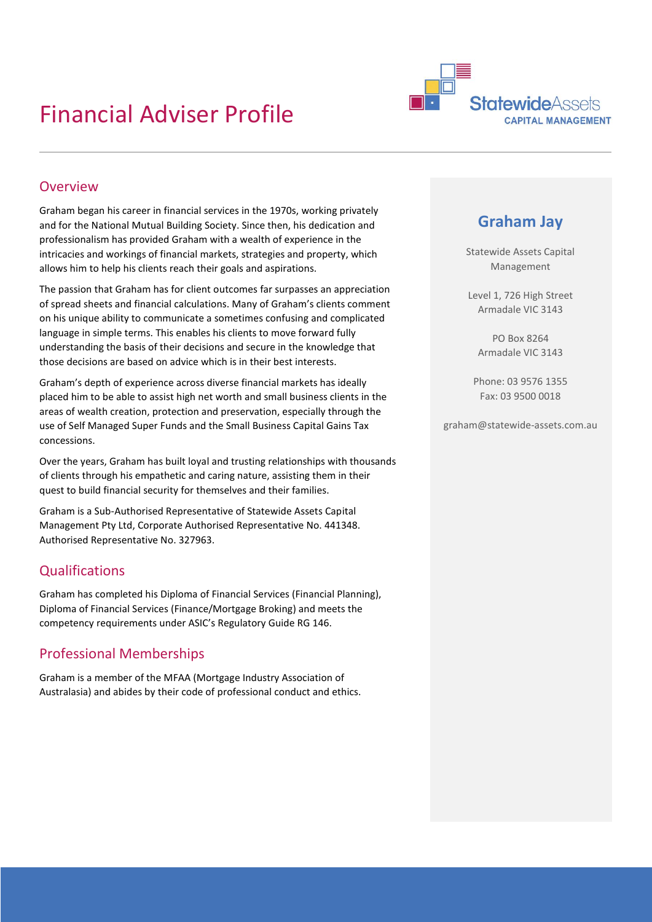# Financial Adviser Profile

StatewideAssets
CAPITAL MANAGEMENT

## Overview

Graham began his career in financial services in the 1970s, working privately and for the National Mutual Building Society. Since then, his dedication and professionalism has provided Graham with a wealth of experience in the intricacies and workings of financial markets, strategies and property, which allows him to help his clients reach their goals and aspirations.

The passion that Graham has for client outcomes far surpasses an appreciation of spread sheets and financial calculations. Many of Graham's clients comment on his unique ability to communicate a sometimes confusing and complicated language in simple terms. This enables his clients to move forward fully understanding the basis of their decisions and secure in the knowledge that those decisions are based on advice which is in their best interests.

Graham's depth of experience across diverse financial markets has ideally placed him to be able to assist high net worth and small business clients in the areas of wealth creation, protection and preservation, especially through the use of Self Managed Super Funds and the Small Business Capital Gains Tax concessions.

Over the years, Graham has built loyal and trusting relationships with thousands of clients through his empathetic and caring nature, assisting them in their quest to build financial security for themselves and their families.

Graham is a Sub-Authorised Representative of Statewide Assets Capital Management Pty Ltd, Corporate Authorised Representative No. 441348. Authorised Representative No. 327963.

## Qualifications

Graham has completed his Diploma of Financial Services (Financial Planning), Diploma of Financial Services (Finance/Mortgage Broking) and meets the competency requirements under ASIC's Regulatory Guide RG 146.

## Professional Memberships

Graham is a member of the MFAA (Mortgage Industry Association of Australasia) and abides by their code of professional conduct and ethics.

## Graham Jay

Statewide Assets Capital Management

Level 1, 726 High Street
Armadale VIC 3143

PO Box 8264
Armadale VIC 3143

Phone: 03 9576 1355
Fax: 03 9500 0018

graham@statewide-assets.com.au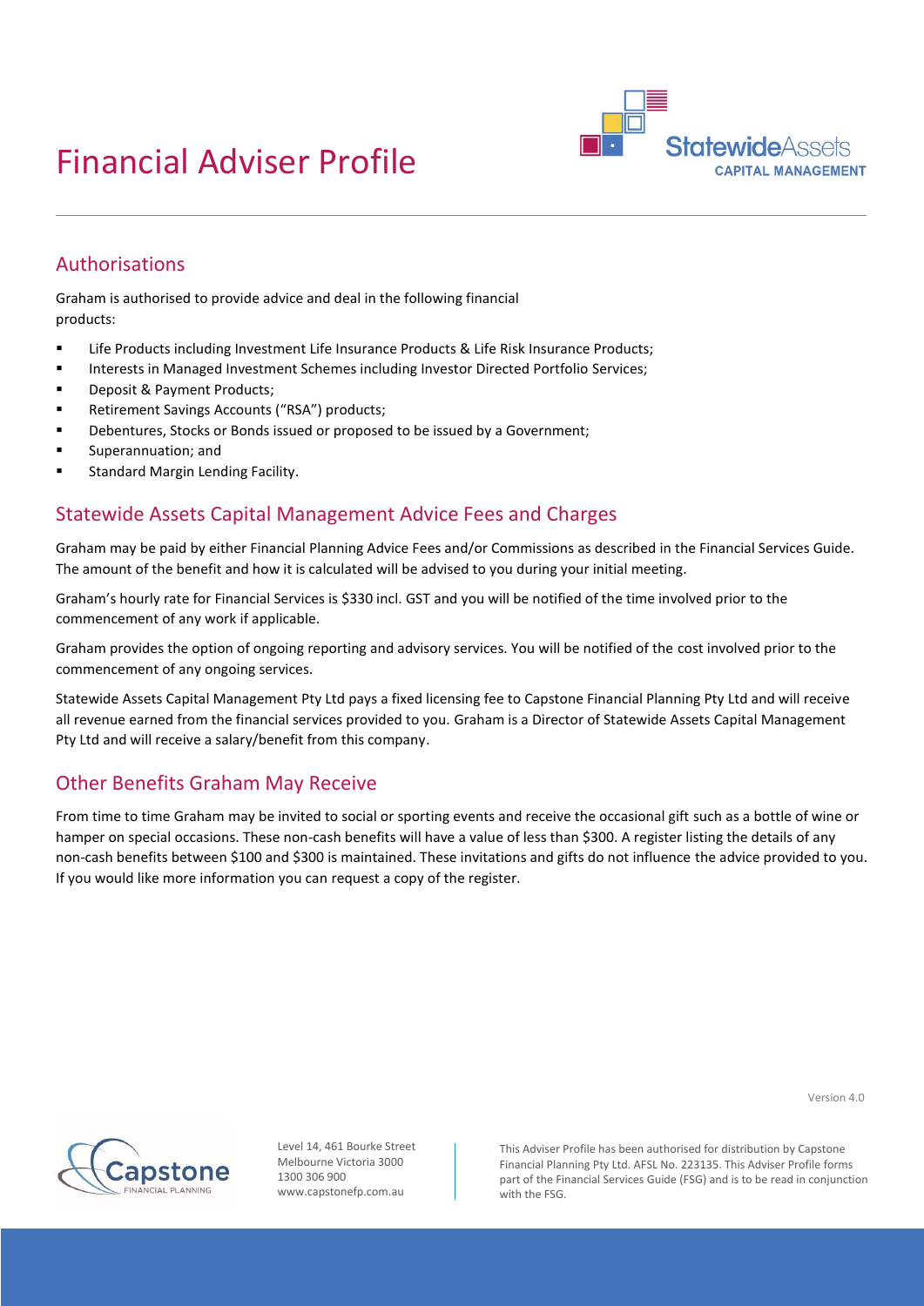# Financial Adviser Profile

StatewideAssets CAPITAL MANAGEMENT

## Authorisations

Graham is authorised to provide advice and deal in the following financial products:

- Life Products including Investment Life Insurance Products & Life Risk Insurance Products;
- Interests in Managed Investment Schemes including Investor Directed Portfolio Services;
- Deposit & Payment Products;
- Retirement Savings Accounts ("RSA") products;
- Debentures, Stocks or Bonds issued or proposed to be issued by a Government;
- Superannuation; and
- Standard Margin Lending Facility.

## Statewide Assets Capital Management Advice Fees and Charges

Graham may be paid by either Financial Planning Advice Fees and/or Commissions as described in the Financial Services Guide. The amount of the benefit and how it is calculated will be advised to you during your initial meeting.

Graham's hourly rate for Financial Services is $330 incl. GST and you will be notified of the time involved prior to the commencement of any work if applicable.

Graham provides the option of ongoing reporting and advisory services. You will be notified of the cost involved prior to the commencement of any ongoing services.

Statewide Assets Capital Management Pty Ltd pays a fixed licensing fee to Capstone Financial Planning Pty Ltd and will receive all revenue earned from the financial services provided to you. Graham is a Director of Statewide Assets Capital Management Pty Ltd and will receive a salary/benefit from this company.

## Other Benefits Graham May Receive

From time to time Graham may be invited to social or sporting events and receive the occasional gift such as a bottle of wine or hamper on special occasions. These non-cash benefits will have a value of less than $300. A register listing the details of any non-cash benefits between $100 and $300 is maintained. These invitations and gifts do not influence the advice provided to you. If you would like more information you can request a copy of the register.

Version 4.0

Capstone FINANCIAL PLANNING

Level 14, 461 Bourke Street
Melbourne Victoria 3000
1300 306 900
www.capstonefp.com.au

This Adviser Profile has been authorised for distribution by Capstone Financial Planning Pty Ltd. AFSL No. 223135. This Adviser Profile forms part of the Financial Services Guide (FSG) and is to be read in conjunction with the FSG.